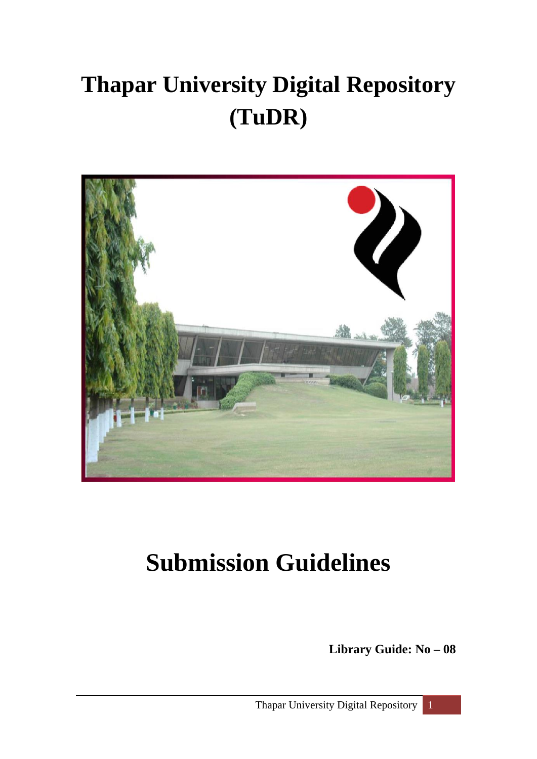# Thapar University Digital Repository (TuDR)

# Submission Guidelines

**Library Guide: No – 08**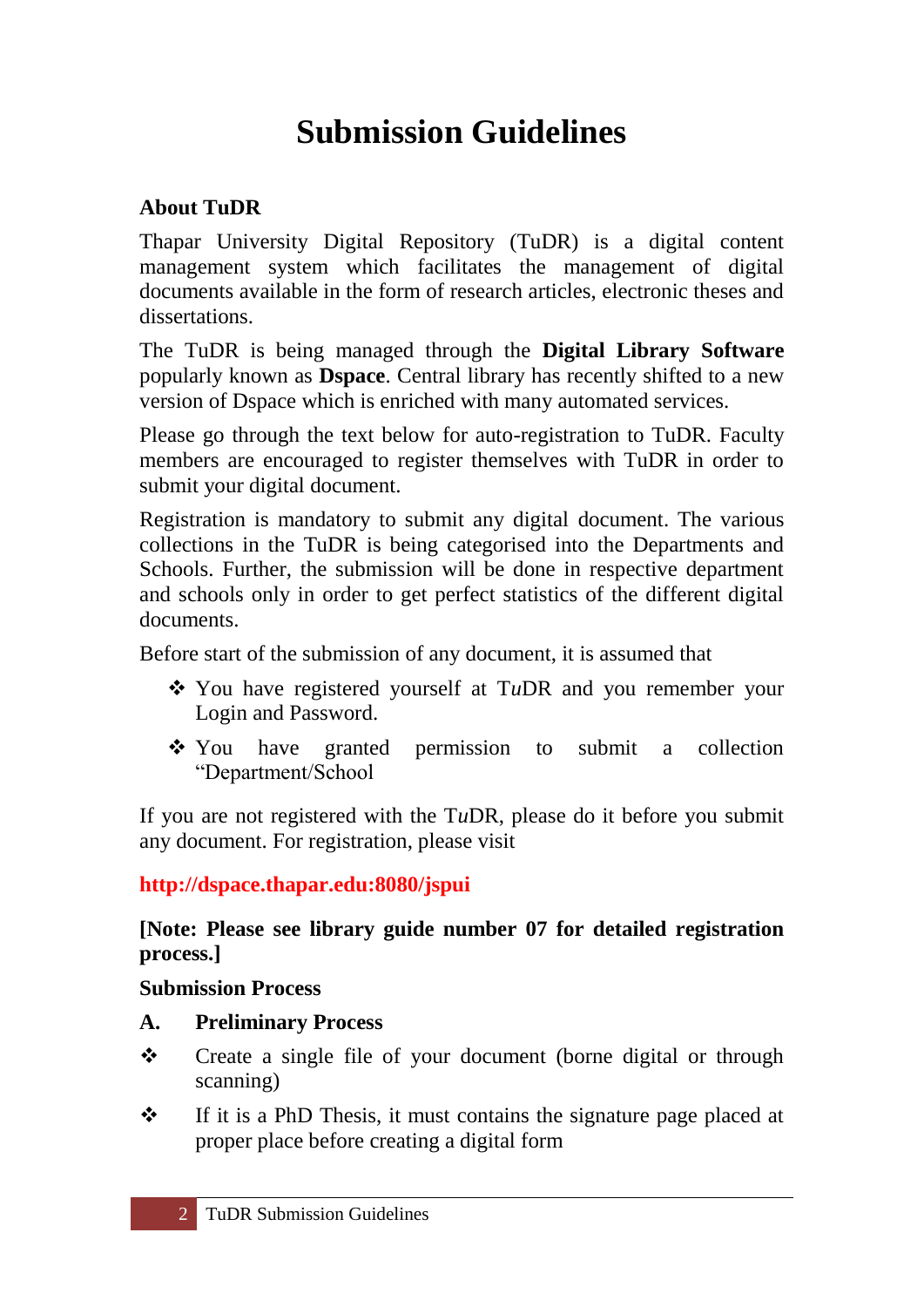# Submission Guidelines

### About TuDR

Thapar University Digital Repository (TuDR) is a digital content management system which facilitates the management of digital documents available in the form of research articles, electronic theses and dissertations.

The TuDR is being managed through the **Digital Library Software** popularly known as **Dspace**. Central library has recently shifted to a new version of Dspace which is enriched with many automated services.

Please go through the text below for auto-registration to TuDR. Faculty members are encouraged to register themselves with TuDR in order to submit your digital document.

Registration is mandatory to submit any digital document. The various collections in the TuDR is being categorised into the Departments and Schools. Further, the submission will be done in respective department and schools only in order to get perfect statistics of the different digital documents.

Before start of the submission of any document, it is assumed that

- ❖ You have registered yourself at T*u*DR and you remember your Login and Password.
- ❖ You have granted permission to submit a collection "Department/School

If you are not registered with the T*u*DR, please do it before you submit any document. For registration, please visit

**http://dspace.thapar.edu:8080/jspui**

**[Note: Please see library guide number 07 for detailed registration process.]**

### Submission Process

**A. Preliminary Process**

- ❖ Create a single file of your document (borne digital or through scanning)
- ❖ If it is a PhD Thesis, it must contains the signature page placed at proper place before creating a digital form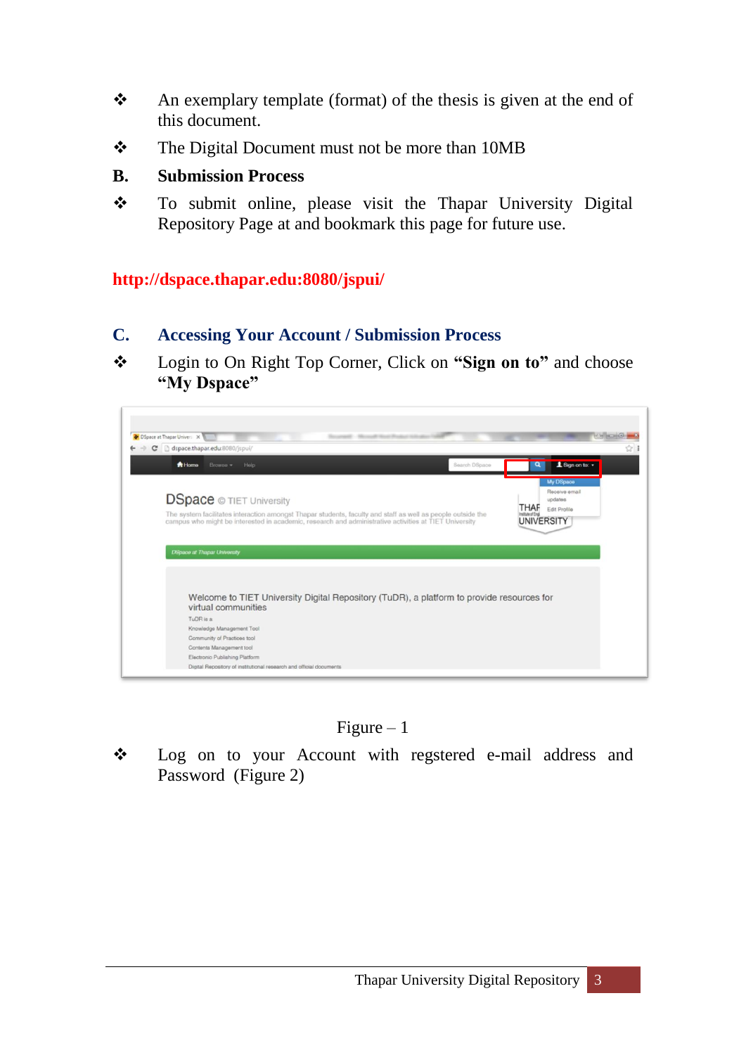- An exemplary template (format) of the thesis is given at the end of this document.
- The Digital Document must not be more than 10MB

**B. Submission Process**

- To submit online, please visit the Thapar University Digital Repository Page at and bookmark this page for future use.

**http://dspace.thapar.edu:8080/jspui/**

## C. Accessing Your Account / Submission Process

- Login to On Right Top Corner, Click on **"Sign on to"** and choose **"My Dspace"**

Figure – 1

- Log on to your Account with regstered e-mail address and Password (Figure 2)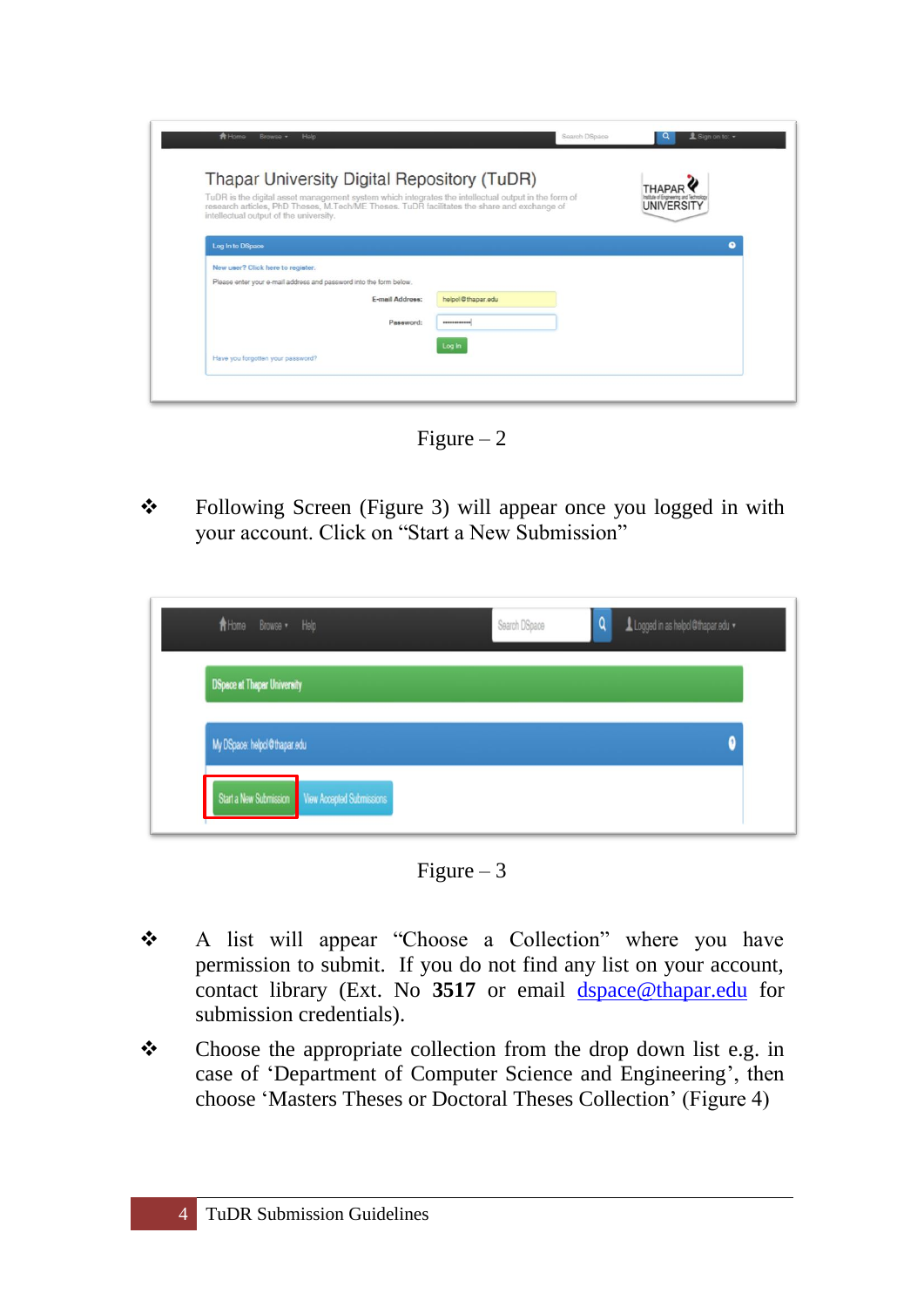Figure – 2

- Following Screen (Figure 3) will appear once you logged in with your account. Click on "Start a New Submission"

Figure – 3

- A list will appear "Choose a Collection" where you have permission to submit. If you do not find any list on your account, contact library (Ext. No **3517** or email [dspace@thapar.edu](mailto:dspace@thapar.edu) for submission credentials).
- Choose the appropriate collection from the drop down list e.g. in case of 'Department of Computer Science and Engineering', then choose 'Masters Theses or Doctoral Theses Collection' (Figure 4)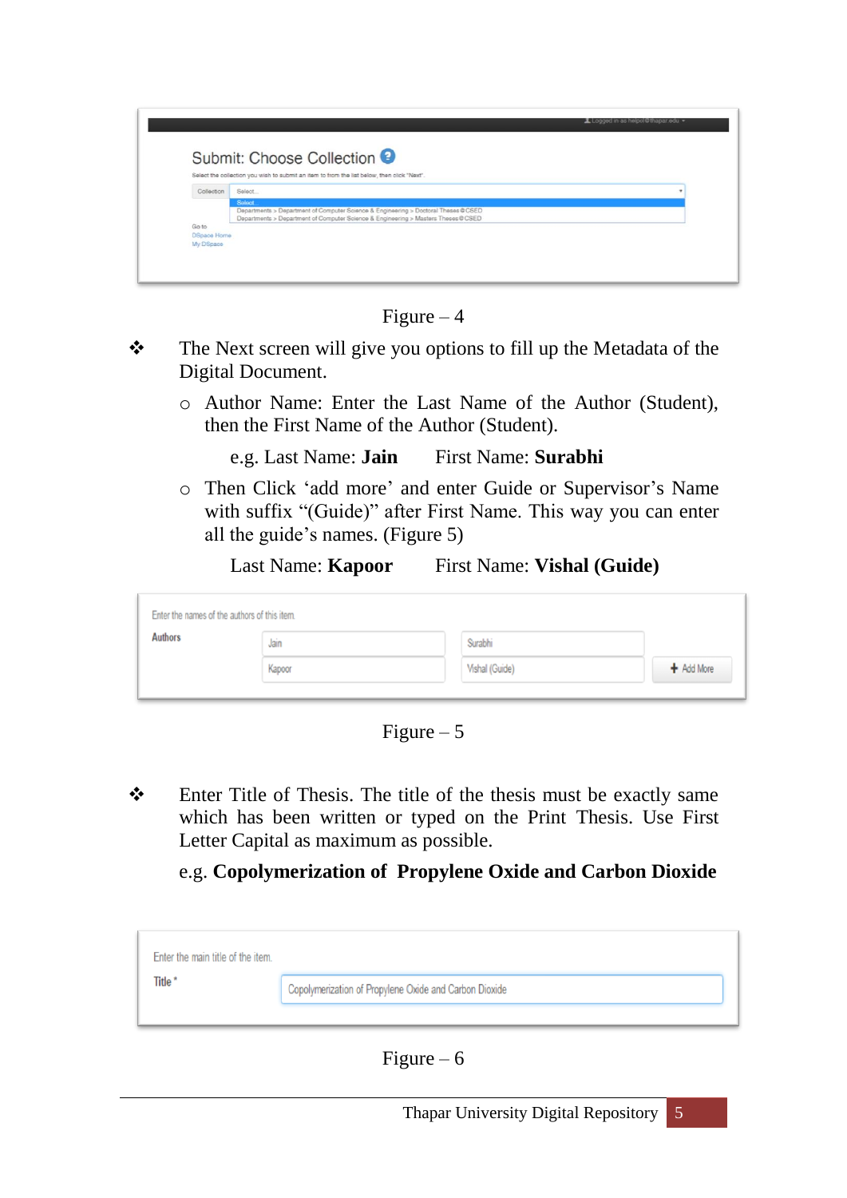Figure – 4

- The Next screen will give you options to fill up the Metadata of the Digital Document.
    - Author Name: Enter the Last Name of the Author (Student), then the First Name of the Author (Student).

      e.g. Last Name: **Jain** First Name: **Surabhi**

    - Then Click 'add more' and enter Guide or Supervisor's Name with suffix "(Guide)" after First Name. This way you can enter all the guide's names. (Figure 5)

      Last Name: **Kapoor** First Name: **Vishal (Guide)**

Figure – 5

- Enter Title of Thesis. The title of the thesis must be exactly same which has been written or typed on the Print Thesis. Use First Letter Capital as maximum as possible.

  e.g. **Copolymerization of Propylene Oxide and Carbon Dioxide**

Figure – 6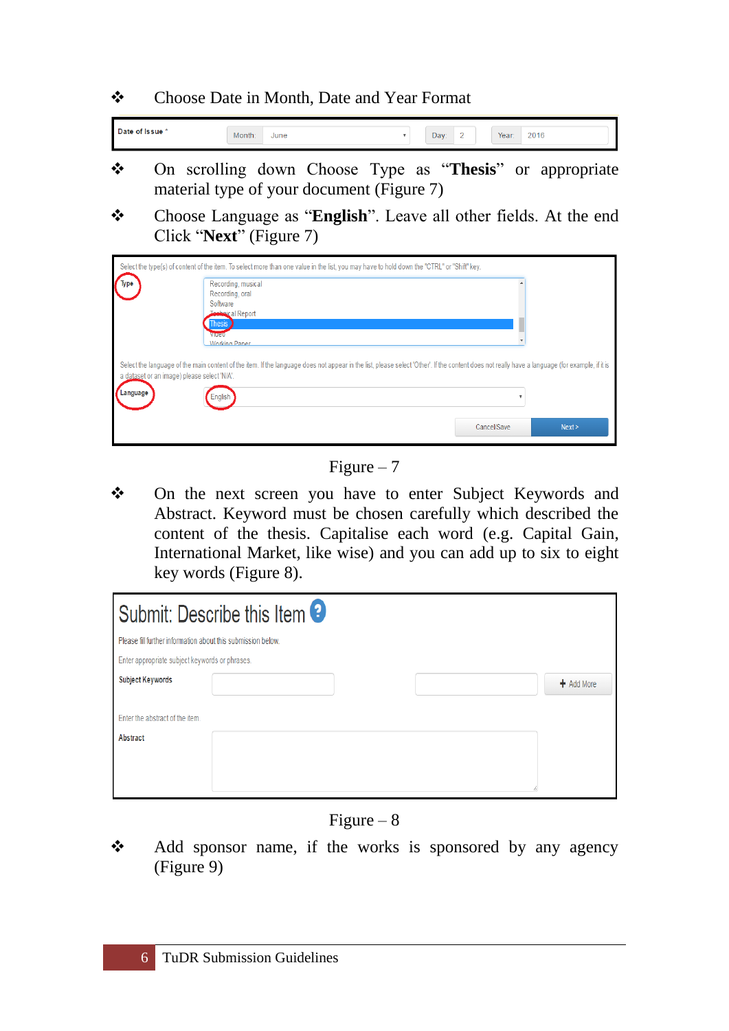- Choose Date in Month, Date and Year Format

- On scrolling down Choose Type as "**Thesis**" or appropriate material type of your document (Figure 7)
- Choose Language as "**English**". Leave all other fields. At the end Click "**Next**" (Figure 7)

Figure – 7

- On the next screen you have to enter Subject Keywords and Abstract. Keyword must be chosen carefully which described the content of the thesis. Capitalise each word (e.g. Capital Gain, International Market, like wise) and you can add up to six to eight key words (Figure 8).

Figure – 8

- Add sponsor name, if the works is sponsored by any agency (Figure 9)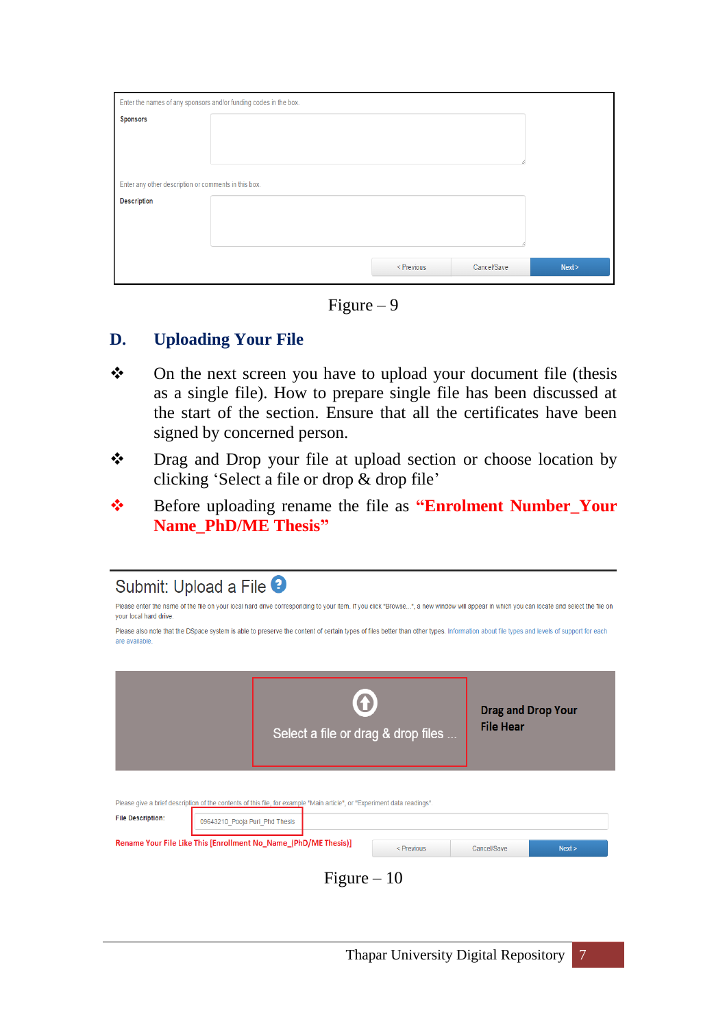Enter the names of any sponsors and/or funding codes in the box.

Sponsors

Enter any other description or comments in this box.

Description

< Previous | Cancel/Save | Next >

Figure – 9

## D. Uploading Your File

- On the next screen you have to upload your document file (thesis as a single file). How to prepare single file has been discussed at the start of the section. Ensure that all the certificates have been signed by concerned person.
- Drag and Drop your file at upload section or choose location by clicking 'Select a file or drop & drop file'
- Before uploading rename the file as **"Enrolment Number_Your Name_PhD/ME Thesis"**

Submit: Upload a File

Please enter the name of the file on your local hard drive corresponding to your item. If you click "Browse...", a new window will appear in which you can locate and select the file on your local hard drive.

Please also note that the DSpace system is able to preserve the content of certain types of files better than other types. Information about file types and levels of support for each are available.

Select a file or drag & drop files ...

Drag and Drop Your File Hear

Please give a brief description of the contents of this file, for example "Main article", or "Experiment data readings".

File Description: 09643210_Pooja Puri_Phd Thesis

Rename Your File Like This [Enrollment No_Name_(PhD/ME Thesis)]

< Previous | Cancel/Save | Next >

Figure – 10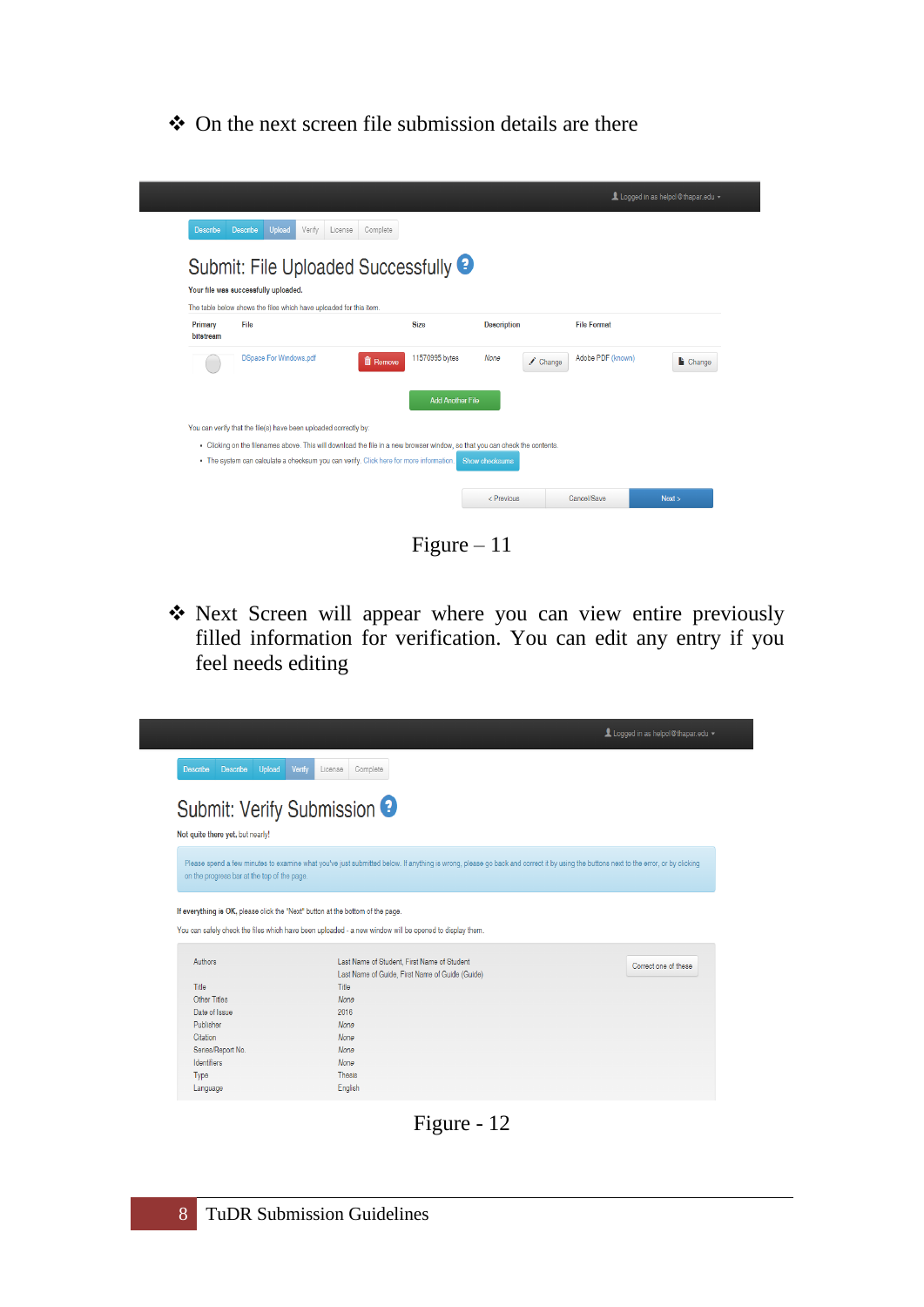- ❖ On the next screen file submission details are there

Figure – 11

- ❖ Next Screen will appear where you can view entire previously filled information for verification. You can edit any entry if you feel needs editing

Figure - 12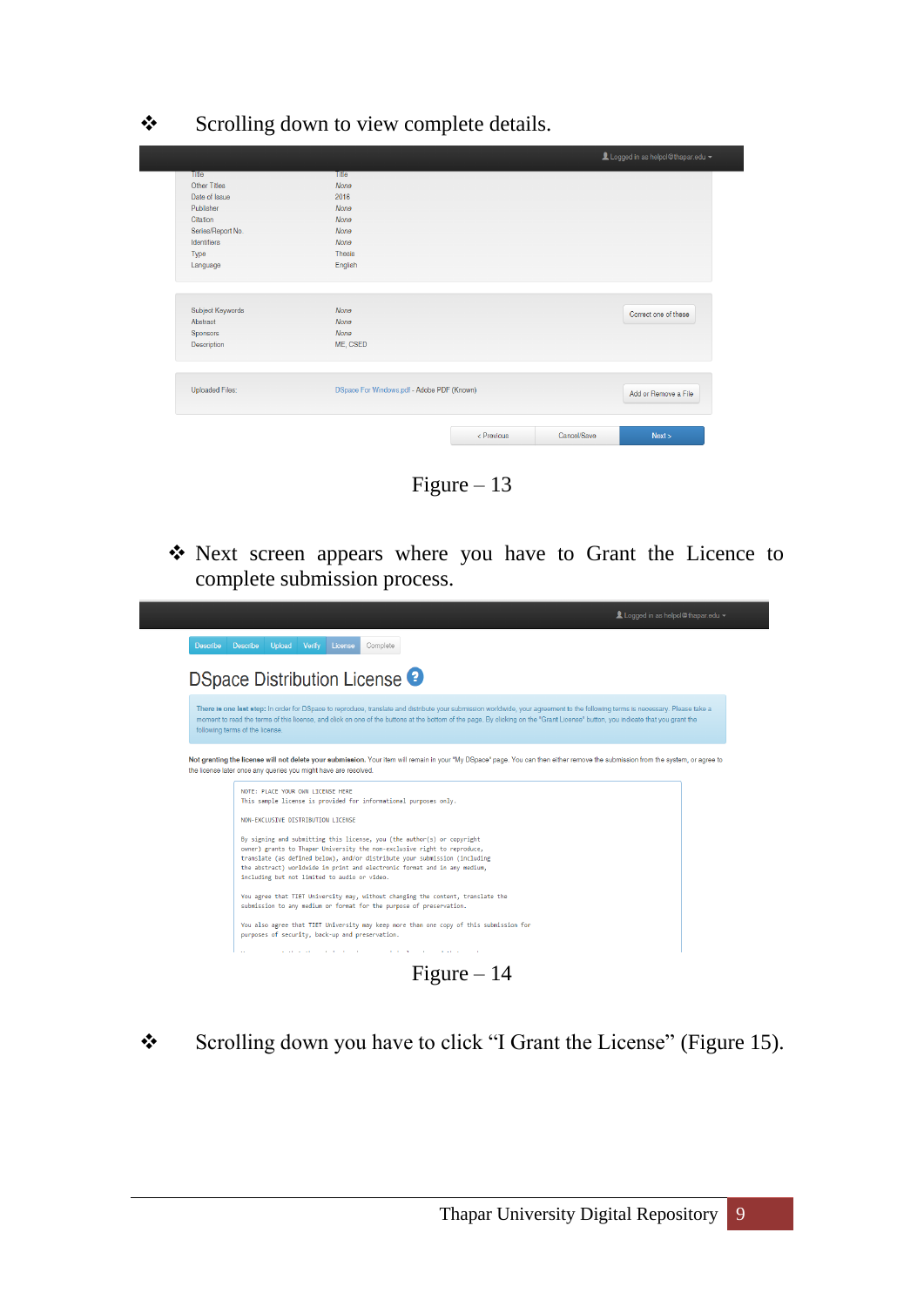- Scrolling down to view complete details.

Figure – 13

- Next screen appears where you have to Grant the Licence to complete submission process.

Figure – 14

- Scrolling down you have to click "I Grant the License" (Figure 15).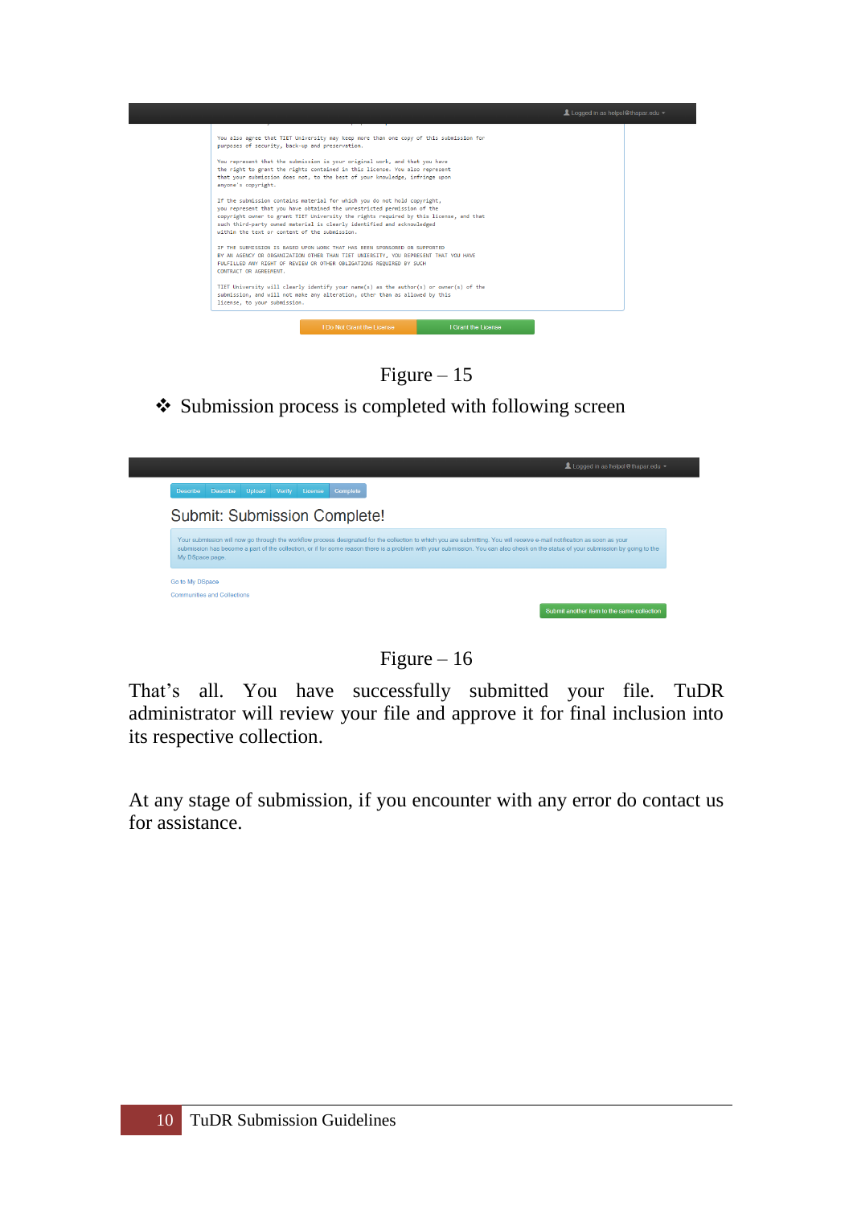Figure – 15

- ❖ Submission process is completed with following screen

Figure – 16

That's all. You have successfully submitted your file. TuDR administrator will review your file and approve it for final inclusion into its respective collection.

At any stage of submission, if you encounter with any error do contact us for assistance.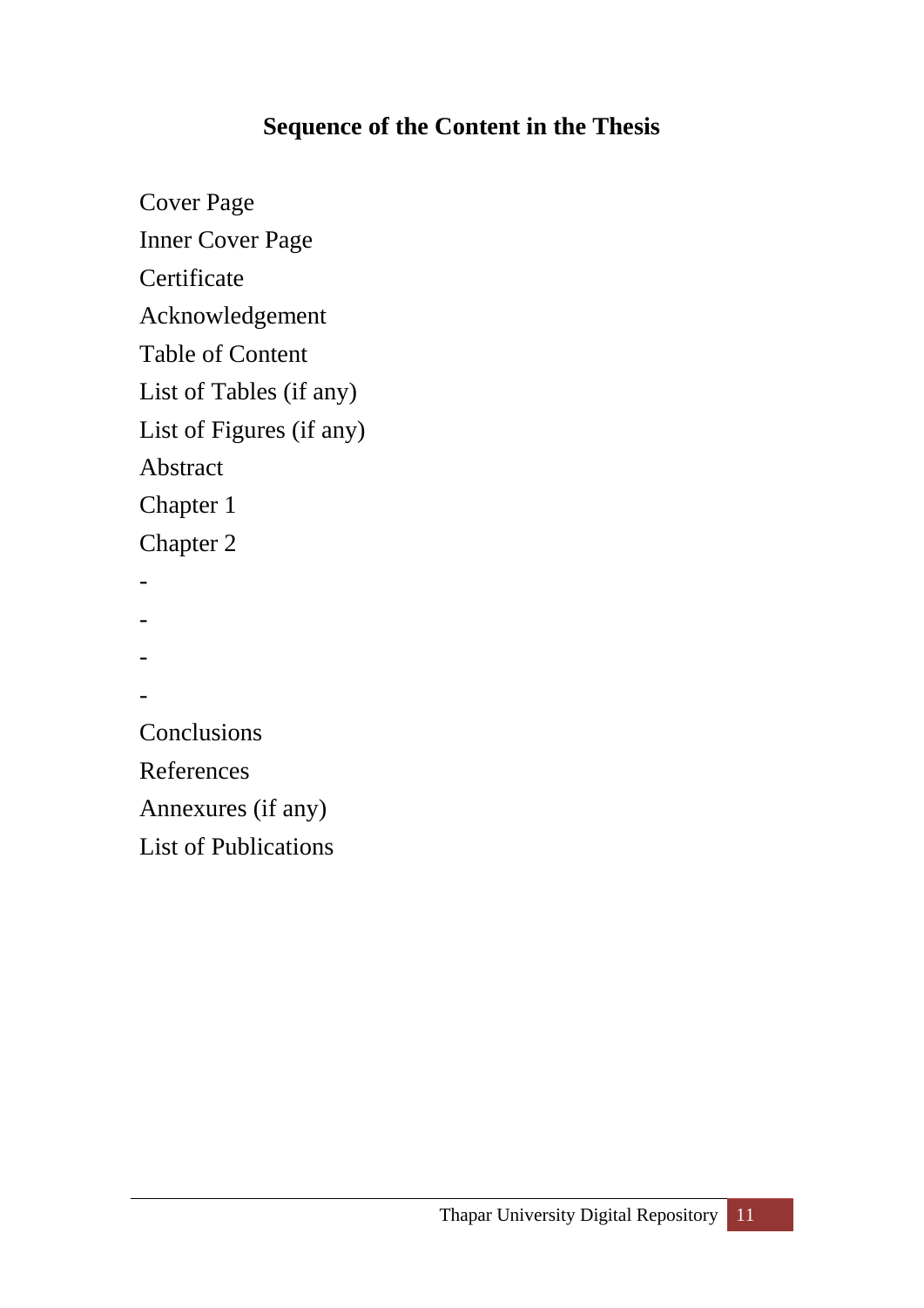## Sequence of the Content in the Thesis

Cover Page

Inner Cover Page

Certificate

Acknowledgement

Table of Content

List of Tables (if any)

List of Figures (if any)

Abstract

Chapter 1

Chapter 2

-

-

-

-

Conclusions

References

Annexures (if any)

List of Publications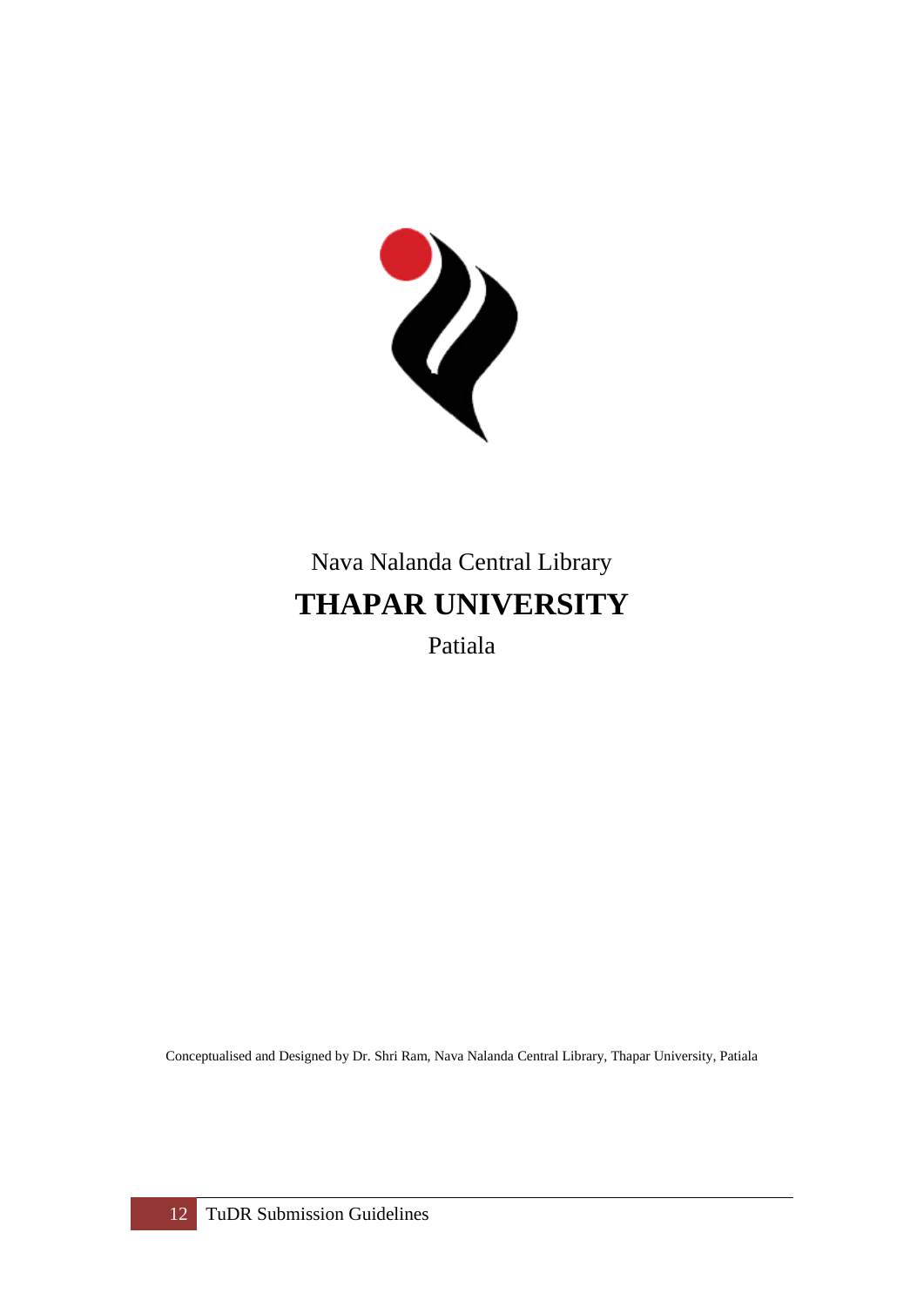Nava Nalanda Central Library

**THAPAR UNIVERSITY**

Patiala

Conceptualised and Designed by Dr. Shri Ram, Nava Nalanda Central Library, Thapar University, Patiala